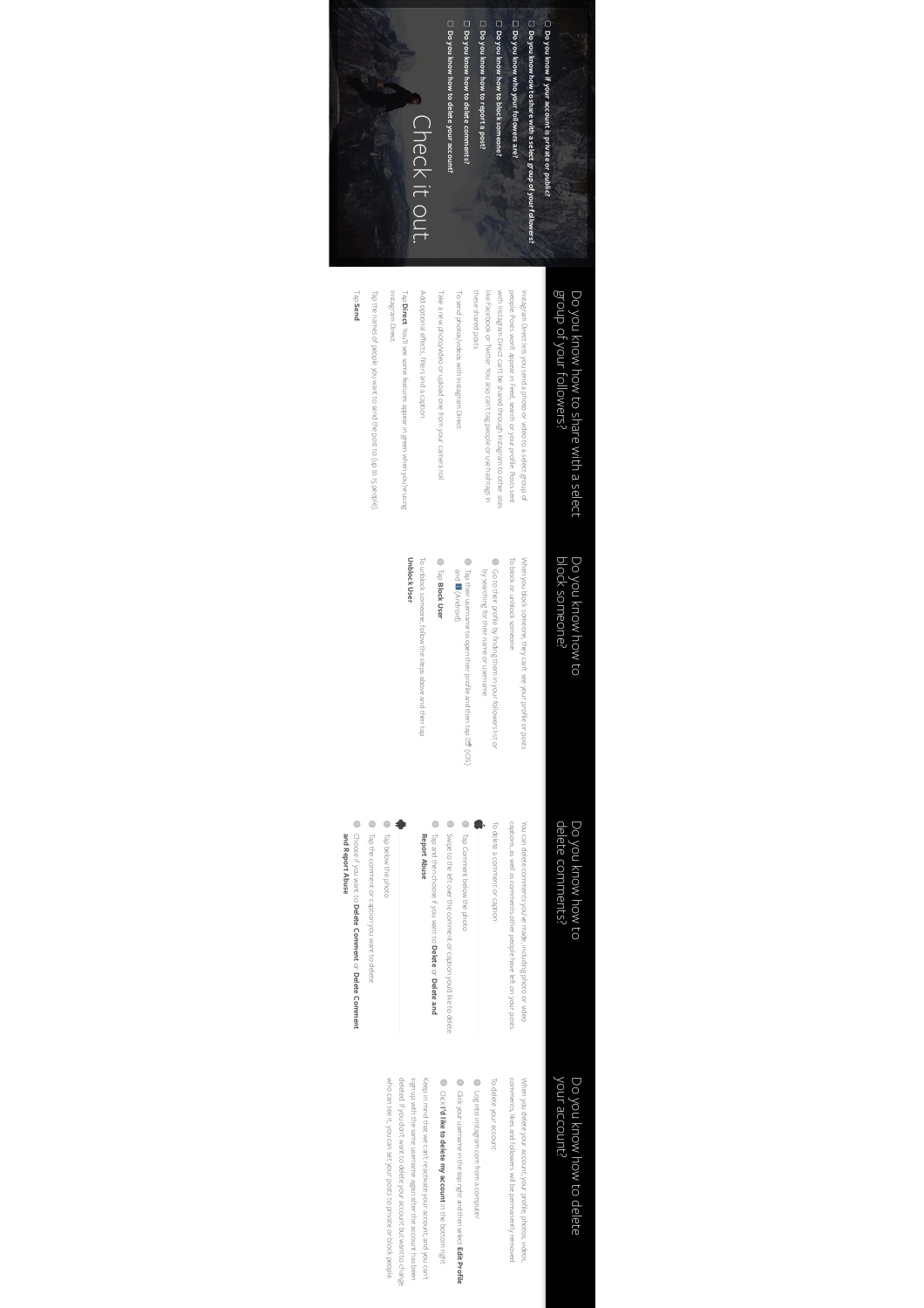☐ **Do you know if your account is private or public?**

☐ **Do you know how to share with a select group of your followers?**

☐ **Do you know who your followers are?**

☐ **Do you know how to block someone?**

☐ **Do you know how to report a post?**

☐ **Do you know how to delete comments?**

☐ **Do you know how to delete your account?**

# Check it out.

## Do you know how to share with a select group of your followers?

Instagram Direct lets you send a photo or video to a select group of people. Posts won't appear in Feed, search or your profile. Posts sent with Instagram Direct can't be shared through Instagram to other sites like Facebook or Twitter. You also can't tag people or use hashtags in these shared posts.

To send photos/videos with Instagram Direct:

Take a new photo/video or upload one from your camera roll.

Add optional effects, filters and a caption.

Tap **Direct**. You'll see some features appear in green when you're using Instagram Direct.

Tap the names of people you want to send the post to (up to 15 people).

Tap **Send**.

## Do you know how to block someone?

When you block someone, they can't see your profile or posts.

To block or unblock someone:

- Go to their profile by finding them in your followers list or by searching for their name or username.
- Tap their username to open their profile and then tap (iOS) and (Android).
- Tap **Block User**

To unblock someone, follow the steps above and then tap **Unblock User**

## Do you know how to delete comments?

You can delete comments you've made, including photo or video captions, as well as comments other people have left on your posts.

To delete a comment or caption:

**iOS**

- Tap Comment below the photo
- Swipe to the left over the comment or caption you'd like to delete
- Tap and then choose if you want to **Delete** or **Delete and Report Abuse**

**Android**

- Tap below the photo
- Tap the comment or caption you want to delete
- Choose if you want to **Delete Comment** or **Delete Comment and Report Abuse**

## Do you know how to delete your account?

When you delete your account, your profile, photos, videos, comments, likes and followers will be permanently removed.

To delete your account:

- Log into instagram.com from a computer
- Click your username in the top right and then select **Edit Profile**
- Click **I'd like to delete my account** in the bottom right

Keep in mind that we can't reactivate your account, and you can't sign up with the same username again after the account has been deleted. If you don't want to delete your account but want to change who can see it, you can set your posts to private or block people.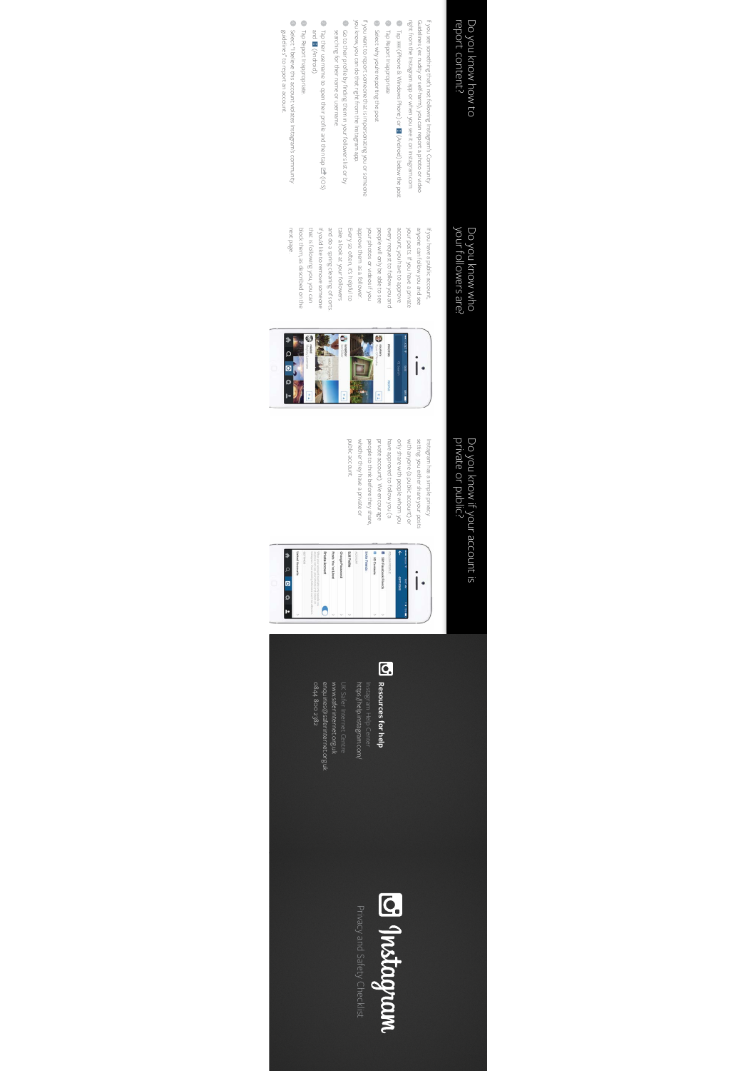## Do you know how to report content?

If you see something that's not following Instagram's Community Guidelines (ex: nudity or self-harm), you can report a photo or video right from the Instagram app or when you see it on instagram.com.

- Tap ••• (iPhone & Windows Phone) or ⋮ (Android) below the post
- Tap Report Inappropriate
- Select why you're reporting the post

If you want to report someone that is impersonating you or someone you know, you can do that right from the Instagram app:

- Go to their profile by finding them in your followers list or by searching for their name or username
- Tap their username to open their profile and then tap (iOS) and ⋮ (Android)
- Tap Report Inappropriate
- Select "I believe this account violates Instagram's community guidelines" to report an account

## Do you know who your followers are?

If you have a public account, anyone can follow you and see your posts. If you have a private account, you have to approve every request to follow you and people will only be able to see your photos or videos if you approve them as a follower. Every so often, it's helpful to take a look at your followers and do a spring cleaning of sorts. If you'd like to remove someone that is following you, you can block them, as described on the next page.

## Do you know if your account is private or public?

Instagram has a simple privacy setting: you either share your posts with anyone (a public account) or only share with people whom you have approved to follow you (a private account). We encourage people to think before they share, whether they have a private or public account.

**Resources for help**

Instagram Help Center
https://help.instagram.com/

UK Safer Internet Centre
www.saferinternet.org.uk
enquiries@saferinternet.org.uk
0844 800 2382

# Instagram

Privacy and Safety Checklist